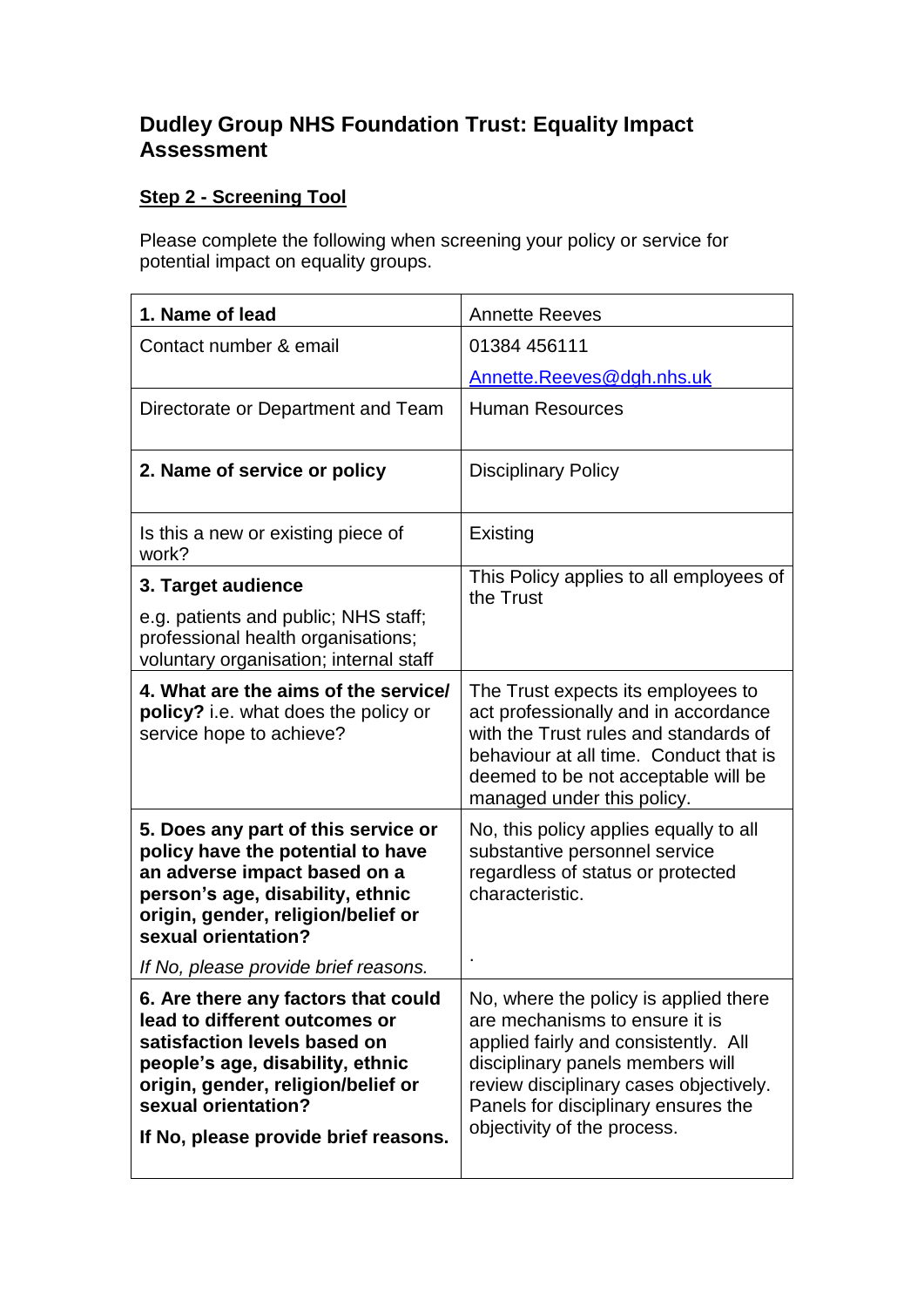# Dudley Group NHS Foundation Trust: Equality Impact Assessment

## Step 2 - Screening Tool

Please complete the following when screening your policy or service for potential impact on equality groups.

| | |
|---|---|
| **1. Name of lead** | Annette Reeves |
| Contact number & email | 01384 456111<br>Annette.Reeves@dgh.nhs.uk |
| Directorate or Department and Team | Human Resources |
| **2. Name of service or policy** | Disciplinary Policy |
| Is this a new or existing piece of work? | Existing |
| **3. Target audience**<br>e.g. patients and public; NHS staff; professional health organisations; voluntary organisation; internal staff | This Policy applies to all employees of the Trust |
| **4. What are the aims of the service/ policy?** i.e. what does the policy or service hope to achieve? | The Trust expects its employees to act professionally and in accordance with the Trust rules and standards of behaviour at all time. Conduct that is deemed to be not acceptable will be managed under this policy. |
| **5. Does any part of this service or policy have the potential to have an adverse impact based on a person's age, disability, ethnic origin, gender, religion/belief or sexual orientation?**<br>*If No, please provide brief reasons.* | No, this policy applies equally to all substantive personnel service regardless of status or protected characteristic.<br>. |
| **6. Are there any factors that could lead to different outcomes or satisfaction levels based on people's age, disability, ethnic origin, gender, religion/belief or sexual orientation?**<br>**If No, please provide brief reasons.** | No, where the policy is applied there are mechanisms to ensure it is applied fairly and consistently. All disciplinary panels members will review disciplinary cases objectively. Panels for disciplinary ensures the objectivity of the process. |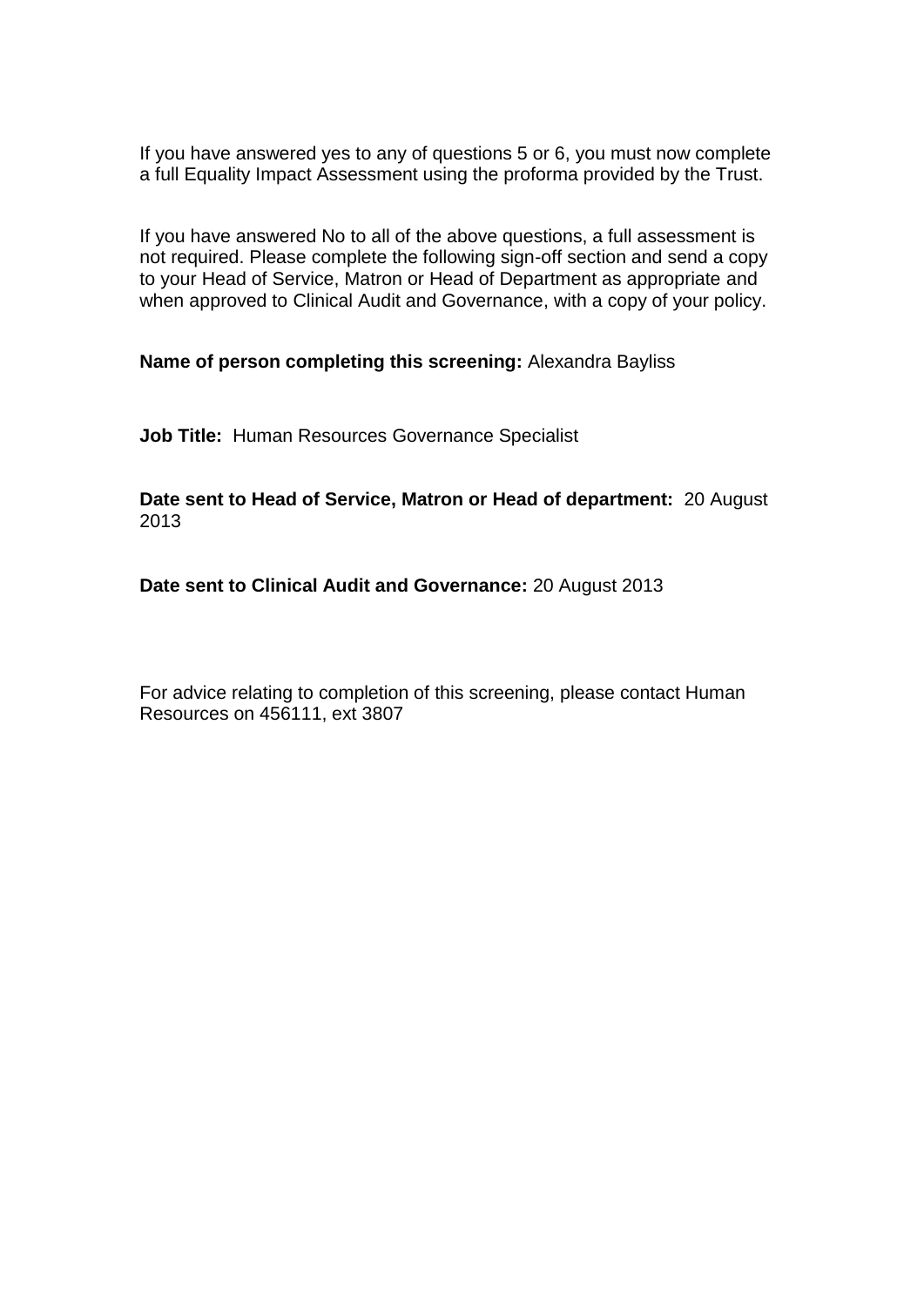If you have answered yes to any of questions 5 or 6, you must now complete a full Equality Impact Assessment using the proforma provided by the Trust.

If you have answered No to all of the above questions, a full assessment is not required. Please complete the following sign-off section and send a copy to your Head of Service, Matron or Head of Department as appropriate and when approved to Clinical Audit and Governance, with a copy of your policy.

**Name of person completing this screening:** Alexandra Bayliss

**Job Title:** Human Resources Governance Specialist

**Date sent to Head of Service, Matron or Head of department:** 20 August 2013

**Date sent to Clinical Audit and Governance:** 20 August 2013

For advice relating to completion of this screening, please contact Human Resources on 456111, ext 3807